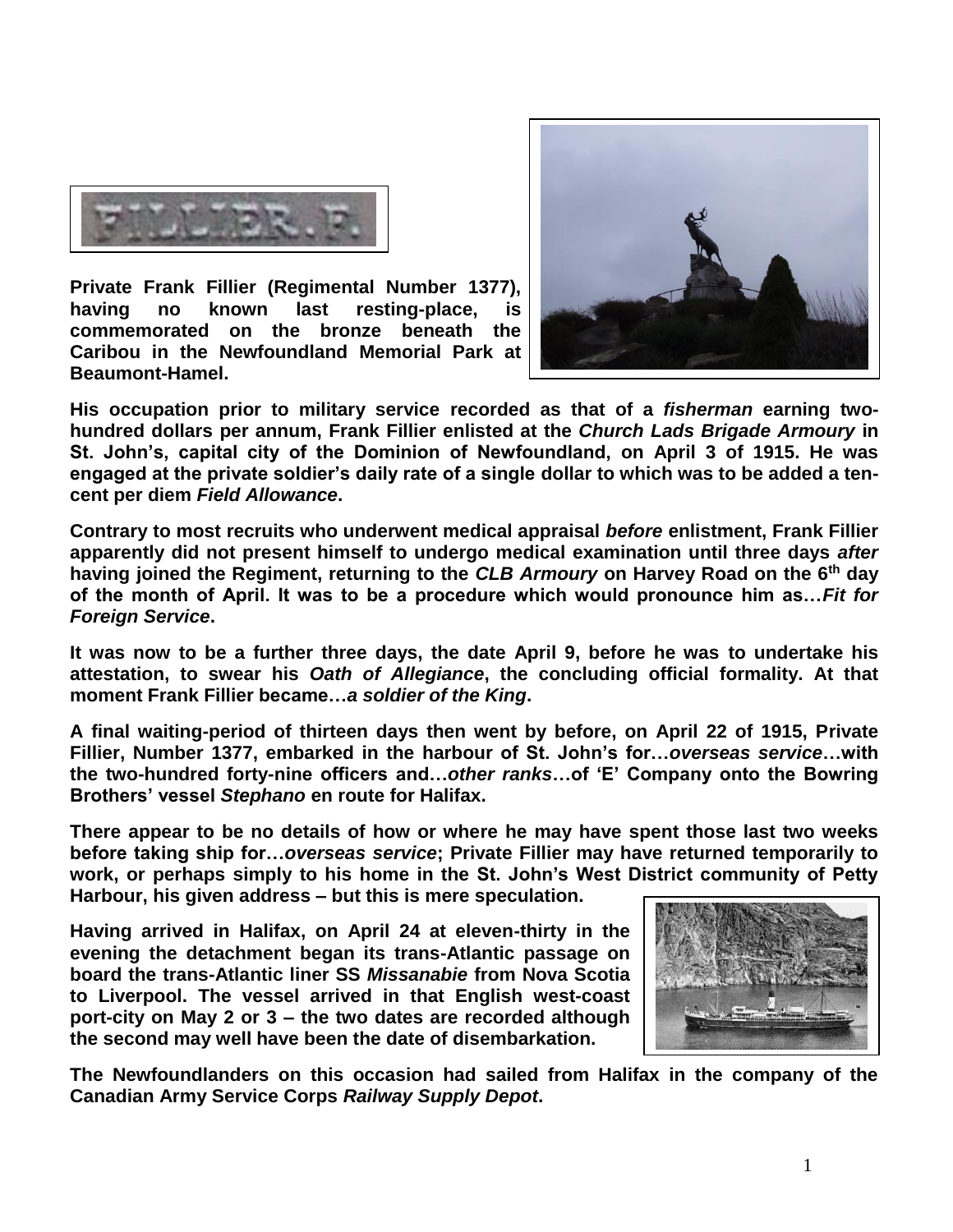**Private Frank Fillier (Regimental Number 1377), having no known last resting-place, is commemorated on the bronze beneath the Caribou in the Newfoundland Memorial Park at Beaumont-Hamel.**

**His occupation prior to military service recorded as that of a *fisherman* earning two-hundred dollars per annum, Frank Fillier enlisted at the *Church Lads Brigade Armoury* in St. John's, capital city of the Dominion of Newfoundland, on April 3 of 1915. He was engaged at the private soldier's daily rate of a single dollar to which was to be added a ten-cent per diem *Field Allowance*.**

**Contrary to most recruits who underwent medical appraisal *before* enlistment, Frank Fillier apparently did not present himself to undergo medical examination until three days *after* having joined the Regiment, returning to the *CLB Armoury* on Harvey Road on the 6th day of the month of April. It was to be a procedure which would pronounce him as…*Fit for Foreign Service*.**

**It was now to be a further three days, the date April 9, before he was to undertake his attestation, to swear his *Oath of Allegiance*, the concluding official formality. At that moment Frank Fillier became…*a soldier of the King*.**

**A final waiting-period of thirteen days then went by before, on April 22 of 1915, Private Fillier, Number 1377, embarked in the harbour of St. John's for…*overseas service*…with the two-hundred forty-nine officers and…*other ranks*…of 'E' Company onto the Bowring Brothers' vessel *Stephano* en route for Halifax.**

**There appear to be no details of how or where he may have spent those last two weeks before taking ship for…*overseas service*; Private Fillier may have returned temporarily to work, or perhaps simply to his home in the St. John's West District community of Petty Harbour, his given address – but this is mere speculation.**

**Having arrived in Halifax, on April 24 at eleven-thirty in the evening the detachment began its trans-Atlantic passage on board the trans-Atlantic liner SS *Missanabie* from Nova Scotia to Liverpool. The vessel arrived in that English west-coast port-city on May 2 or 3 – the two dates are recorded although the second may well have been the date of disembarkation.**

**The Newfoundlanders on this occasion had sailed from Halifax in the company of the Canadian Army Service Corps *Railway Supply Depot*.**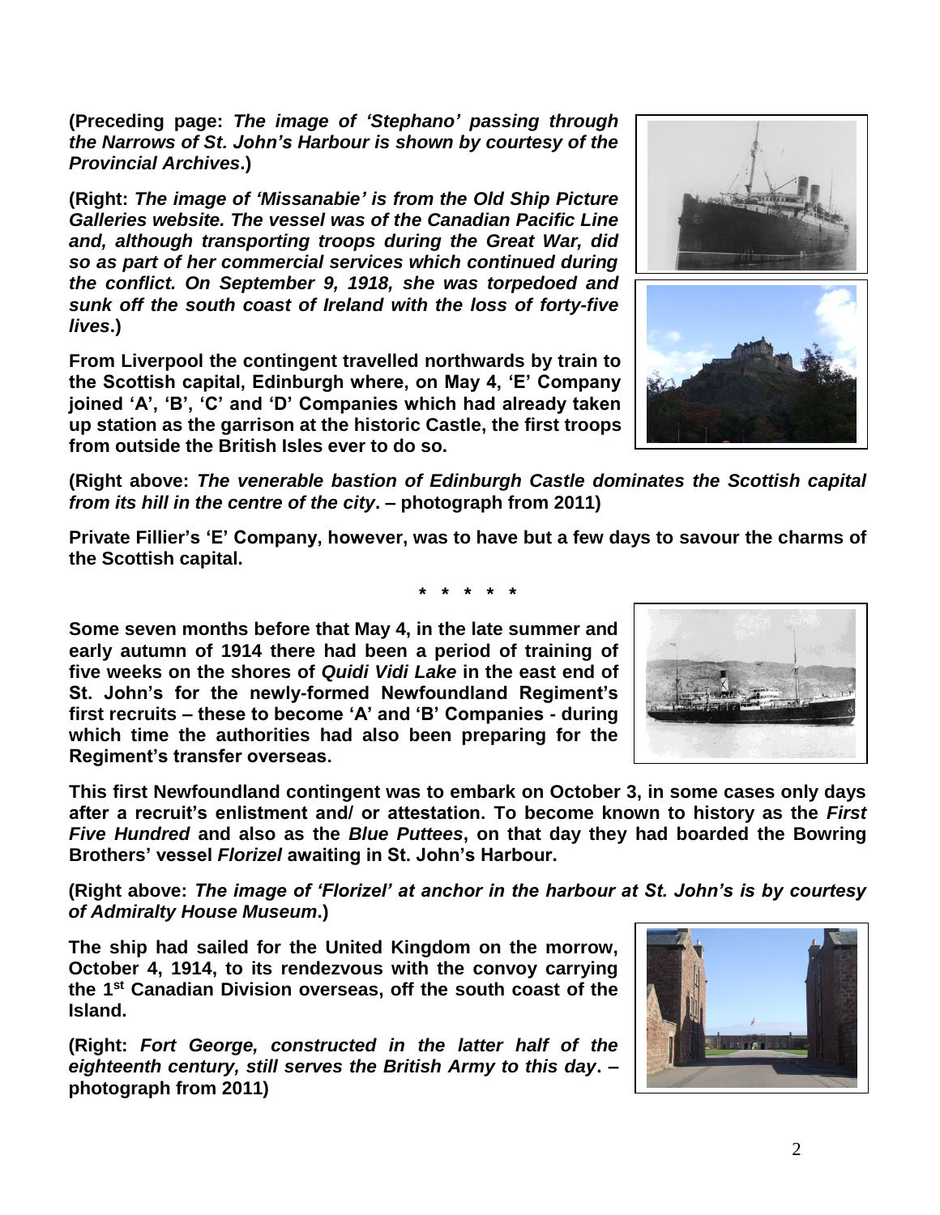**(Preceding page:** ***The image of 'Stephano' passing through the Narrows of St. John's Harbour is shown by courtesy of the Provincial Archives*****.)**

**(Right:** ***The image of 'Missanabie' is from the Old Ship Picture Galleries website. The vessel was of the Canadian Pacific Line and, although transporting troops during the Great War, did so as part of her commercial services which continued during the conflict. On September 9, 1918, she was torpedoed and sunk off the south coast of Ireland with the loss of forty-five lives*****.)**

**From Liverpool the contingent travelled northwards by train to the Scottish capital, Edinburgh where, on May 4, 'E' Company joined 'A', 'B', 'C' and 'D' Companies which had already taken up station as the garrison at the historic Castle, the first troops from outside the British Isles ever to do so.**

**(Right above:** ***The venerable bastion of Edinburgh Castle dominates the Scottish capital from its hill in the centre of the city*****. – photograph from 2011)**

**Private Fillier's 'E' Company, however, was to have but a few days to savour the charms of the Scottish capital.**

**\* \* \* \* \***

**Some seven months before that May 4, in the late summer and early autumn of 1914 there had been a period of training of five weeks on the shores of** ***Quidi Vidi Lake*** **in the east end of St. John's for the newly-formed Newfoundland Regiment's first recruits – these to become 'A' and 'B' Companies - during which time the authorities had also been preparing for the Regiment's transfer overseas.**

**This first Newfoundland contingent was to embark on October 3, in some cases only days after a recruit's enlistment and/ or attestation. To become known to history as the** ***First Five Hundred*** **and also as the** ***Blue Puttees*****, on that day they had boarded the Bowring Brothers' vessel** ***Florizel*** **awaiting in St. John's Harbour.**

**(Right above:** ***The image of 'Florizel' at anchor in the harbour at St. John's is by courtesy of Admiralty House Museum*****.)**

**The ship had sailed for the United Kingdom on the morrow, October 4, 1914, to its rendezvous with the convoy carrying the 1st Canadian Division overseas, off the south coast of the Island.**

**(Right:** ***Fort George, constructed in the latter half of the eighteenth century, still serves the British Army to this day*****. – photograph from 2011)**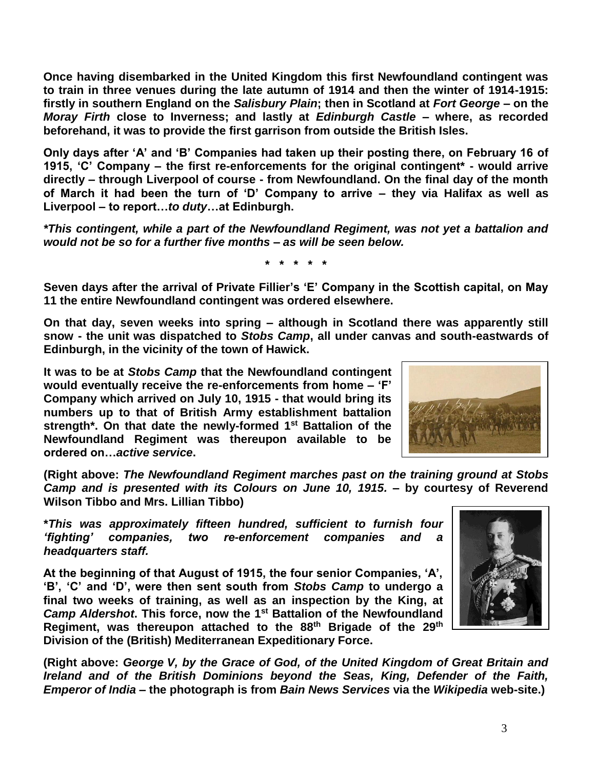**Once having disembarked in the United Kingdom this first Newfoundland contingent was to train in three venues during the late autumn of 1914 and then the winter of 1914-1915: firstly in southern England on the *Salisbury Plain*; then in Scotland at *Fort George* – on the *Moray Firth* close to Inverness; and lastly at *Edinburgh Castle* – where, as recorded beforehand, it was to provide the first garrison from outside the British Isles.**

**Only days after 'A' and 'B' Companies had taken up their posting there, on February 16 of 1915, 'C' Company – the first re-enforcements for the original contingent* - would arrive directly – through Liverpool of course - from Newfoundland. On the final day of the month of March it had been the turn of 'D' Company to arrive – they via Halifax as well as Liverpool – to report…*to duty*…at Edinburgh.**

***This contingent, while a part of the Newfoundland Regiment, was not yet a battalion and would not be so for a further five months – as will be seen below.***

**\* \* \* \* \***

**Seven days after the arrival of Private Fillier's 'E' Company in the Scottish capital, on May 11 the entire Newfoundland contingent was ordered elsewhere.**

**On that day, seven weeks into spring – although in Scotland there was apparently still snow - the unit was dispatched to *Stobs Camp*, all under canvas and south-eastwards of Edinburgh, in the vicinity of the town of Hawick.**

**It was to be at *Stobs Camp* that the Newfoundland contingent would eventually receive the re-enforcements from home – 'F' Company which arrived on July 10, 1915 - that would bring its numbers up to that of British Army establishment battalion strength*. On that date the newly-formed 1st Battalion of the Newfoundland Regiment was thereupon available to be ordered on…*active service*.**

**(Right above: *The Newfoundland Regiment marches past on the training ground at Stobs Camp and is presented with its Colours on June 10, 1915.* – by courtesy of Reverend Wilson Tibbo and Mrs. Lillian Tibbo)**

***This was approximately fifteen hundred, sufficient to furnish four 'fighting' companies, two re-enforcement companies and a headquarters staff.***

**At the beginning of that August of 1915, the four senior Companies, 'A', 'B', 'C' and 'D', were then sent south from *Stobs Camp* to undergo a final two weeks of training, as well as an inspection by the King, at *Camp Aldershot*. This force, now the 1st Battalion of the Newfoundland Regiment, was thereupon attached to the 88th Brigade of the 29th Division of the (British) Mediterranean Expeditionary Force.**

**(Right above: *George V, by the Grace of God, of the United Kingdom of Great Britain and Ireland and of the British Dominions beyond the Seas, King, Defender of the Faith, Emperor of India* – the photograph is from *Bain News Services* via the *Wikipedia* web-site.)**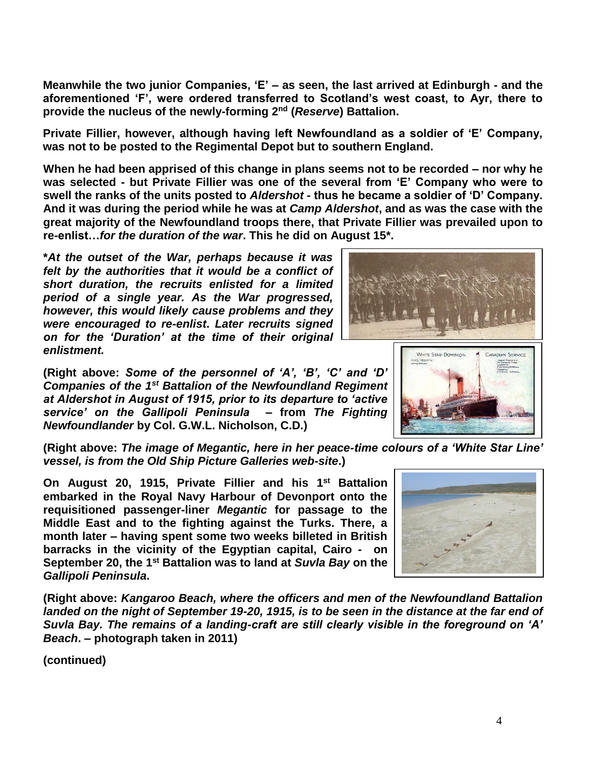**Meanwhile the two junior Companies, 'E' – as seen, the last arrived at Edinburgh - and the aforementioned 'F', were ordered transferred to Scotland's west coast, to Ayr, there to provide the nucleus of the newly-forming 2nd (*Reserve*) Battalion.**

**Private Fillier, however, although having left Newfoundland as a soldier of 'E' Company, was not to be posted to the Regimental Depot but to southern England.**

**When he had been apprised of this change in plans seems not to be recorded – nor why he was selected - but Private Fillier was one of the several from 'E' Company who were to swell the ranks of the units posted to *Aldershot* - thus he became a soldier of 'D' Company. And it was during the period while he was at *Camp Aldershot*, and as was the case with the great majority of the Newfoundland troops there, that Private Fillier was prevailed upon to re-enlist…*for the duration of the war*. This he did on August 15\*.**

***\*At the outset of the War, perhaps because it was felt by the authorities that it would be a conflict of short duration, the recruits enlisted for a limited period of a single year. As the War progressed, however, this would likely cause problems and they were encouraged to re-enlist. Later recruits signed on for the 'Duration' at the time of their original enlistment.***

**(Right above: *Some of the personnel of 'A', 'B', 'C' and 'D' Companies of the 1st Battalion of the Newfoundland Regiment at Aldershot in August of 1915, prior to its departure to 'active service' on the Gallipoli Peninsula* – from *The Fighting Newfoundlander* by Col. G.W.L. Nicholson, C.D.)**

**(Right above: *The image of Megantic, here in her peace-time colours of a 'White Star Line' vessel, is from the Old Ship Picture Galleries web-site*.)**

**On August 20, 1915, Private Fillier and his 1st Battalion embarked in the Royal Navy Harbour of Devonport onto the requisitioned passenger-liner *Megantic* for passage to the Middle East and to the fighting against the Turks. There, a month later – having spent some two weeks billeted in British barracks in the vicinity of the Egyptian capital, Cairo - on September 20, the 1st Battalion was to land at *Suvla Bay* on the *Gallipoli Peninsula*.**

**(Right above: *Kangaroo Beach, where the officers and men of the Newfoundland Battalion landed on the night of September 19-20, 1915, is to be seen in the distance at the far end of Suvla Bay. The remains of a landing-craft are still clearly visible in the foreground on 'A' Beach*. – photograph taken in 2011)**

**(continued)**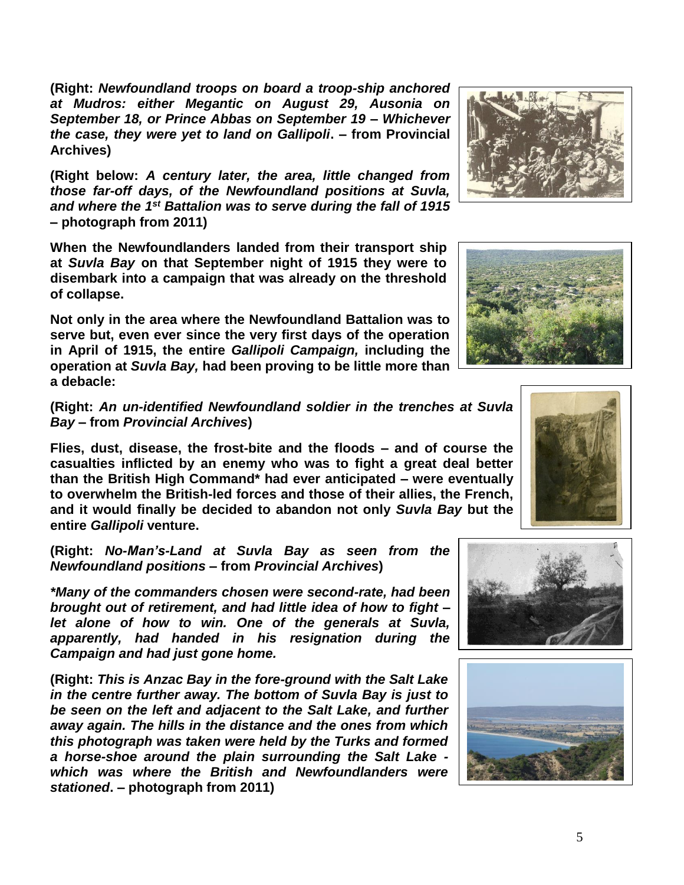**(Right: *Newfoundland troops on board a troop-ship anchored at Mudros: either Megantic on August 29, Ausonia on September 18, or Prince Abbas on September 19 – Whichever the case, they were yet to land on Gallipoli*. – from Provincial Archives)**

**(Right below: *A century later, the area, little changed from those far-off days, of the Newfoundland positions at Suvla, and where the 1st Battalion was to serve during the fall of 1915* – photograph from 2011)**

**When the Newfoundlanders landed from their transport ship at *Suvla Bay* on that September night of 1915 they were to disembark into a campaign that was already on the threshold of collapse.**

**Not only in the area where the Newfoundland Battalion was to serve but, even ever since the very first days of the operation in April of 1915, the entire *Gallipoli Campaign,* including the operation at *Suvla Bay,* had been proving to be little more than a debacle:**

**(Right: *An un-identified Newfoundland soldier in the trenches at Suvla Bay* – from *Provincial Archives*)**

**Flies, dust, disease, the frost-bite and the floods – and of course the casualties inflicted by an enemy who was to fight a great deal better than the British High Command* had ever anticipated – were eventually to overwhelm the British-led forces and those of their allies, the French, and it would finally be decided to abandon not only *Suvla Bay* but the entire *Gallipoli* venture.**

**(Right: *No-Man's-Land at Suvla Bay as seen from the Newfoundland positions* – from *Provincial Archives*)**

***\*Many of the commanders chosen were second-rate, had been brought out of retirement, and had little idea of how to fight – let alone of how to win. One of the generals at Suvla, apparently, had handed in his resignation during the Campaign and had just gone home.***

**(Right: *This is Anzac Bay in the fore-ground with the Salt Lake in the centre further away. The bottom of Suvla Bay is just to be seen on the left and adjacent to the Salt Lake, and further away again. The hills in the distance and the ones from which this photograph was taken were held by the Turks and formed a horse-shoe around the plain surrounding the Salt Lake - which was where the British and Newfoundlanders were stationed*. – photograph from 2011)**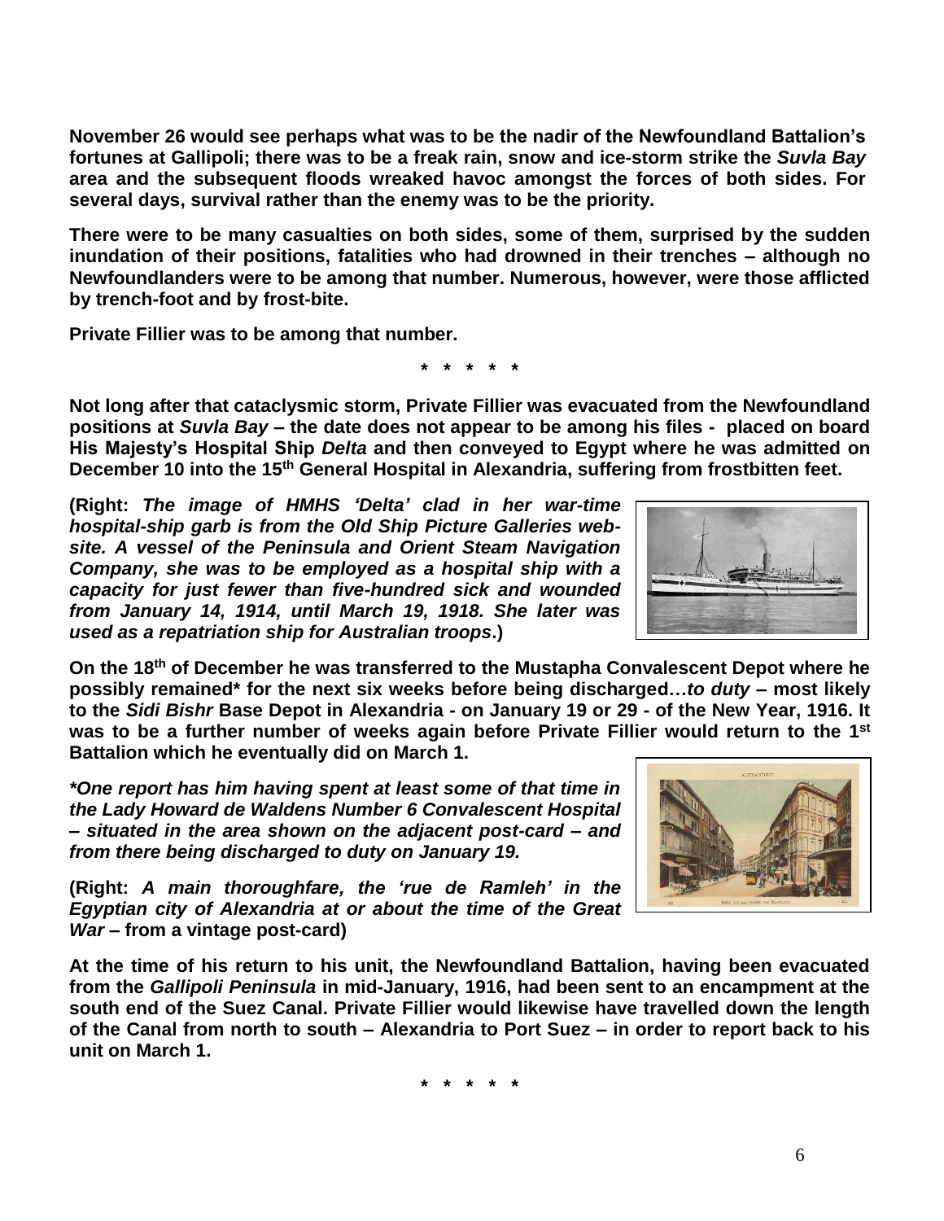**November 26 would see perhaps what was to be the nadir of the Newfoundland Battalion's fortunes at Gallipoli; there was to be a freak rain, snow and ice-storm strike the *Suvla Bay* area and the subsequent floods wreaked havoc amongst the forces of both sides. For several days, survival rather than the enemy was to be the priority.**

**There were to be many casualties on both sides, some of them, surprised by the sudden inundation of their positions, fatalities who had drowned in their trenches – although no Newfoundlanders were to be among that number. Numerous, however, were those afflicted by trench-foot and by frost-bite.**

**Private Fillier was to be among that number.**

**\* \* \* \* \***

**Not long after that cataclysmic storm, Private Fillier was evacuated from the Newfoundland positions at *Suvla Bay* – the date does not appear to be among his files - placed on board His Majesty's Hospital Ship *Delta* and then conveyed to Egypt where he was admitted on December 10 into the 15th General Hospital in Alexandria, suffering from frostbitten feet.**

**(Right: *The image of HMHS 'Delta' clad in her war-time hospital-ship garb is from the Old Ship Picture Galleries web-site. A vessel of the Peninsula and Orient Steam Navigation Company, she was to be employed as a hospital ship with a capacity for just fewer than five-hundred sick and wounded from January 14, 1914, until March 19, 1918. She later was used as a repatriation ship for Australian troops*.)**

**On the 18th of December he was transferred to the Mustapha Convalescent Depot where he possibly remained\* for the next six weeks before being discharged…*to duty* – most likely to the *Sidi Bishr* Base Depot in Alexandria - on January 19 or 29 - of the New Year, 1916. It was to be a further number of weeks again before Private Fillier would return to the 1st Battalion which he eventually did on March 1.**

***\*One report has him having spent at least some of that time in the Lady Howard de Waldens Number 6 Convalescent Hospital – situated in the area shown on the adjacent post-card – and from there being discharged to duty on January 19.***

**(Right: *A main thoroughfare, the 'rue de Ramleh' in the Egyptian city of Alexandria at or about the time of the Great War* – from a vintage post-card)**

**At the time of his return to his unit, the Newfoundland Battalion, having been evacuated from the *Gallipoli Peninsula* in mid-January, 1916, had been sent to an encampment at the south end of the Suez Canal. Private Fillier would likewise have travelled down the length of the Canal from north to south – Alexandria to Port Suez – in order to report back to his unit on March 1.**

**\* \* \* \* \***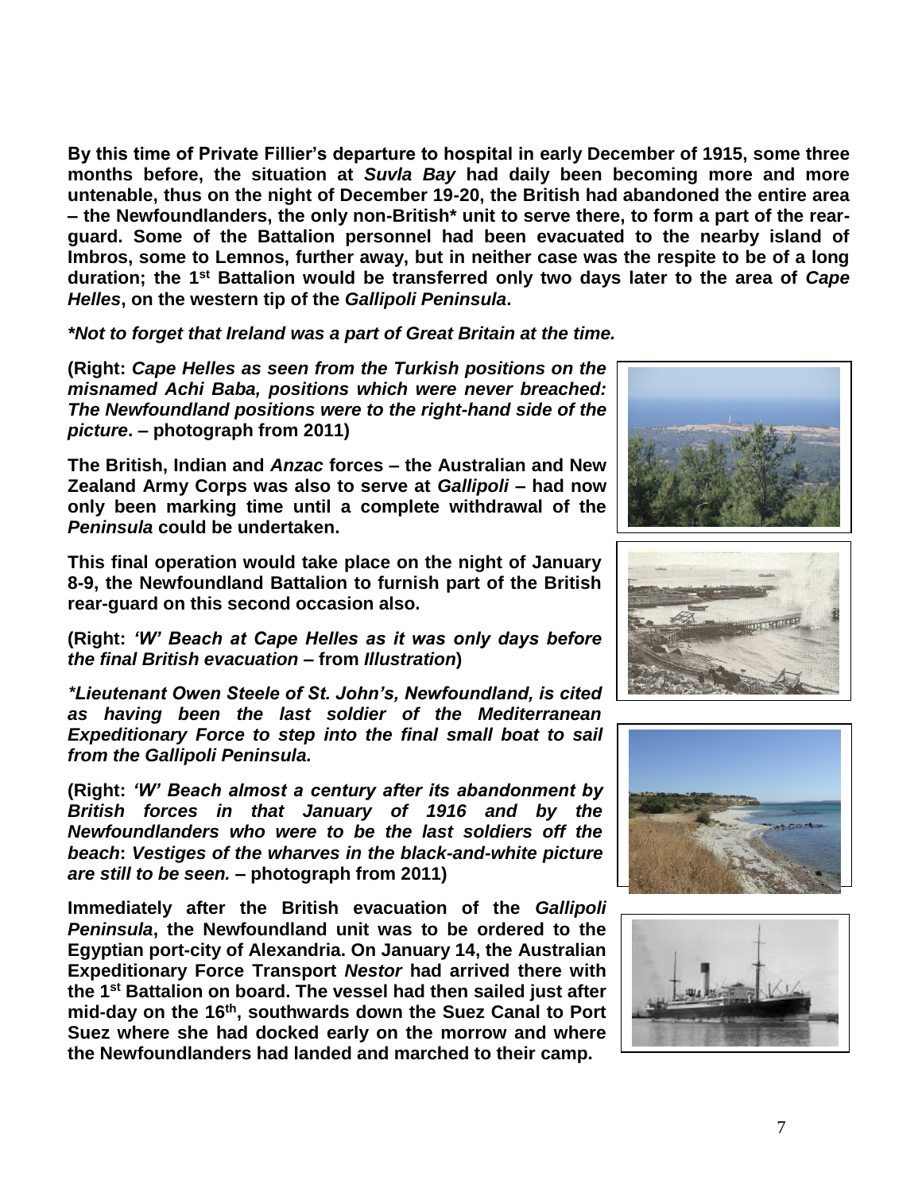**By this time of Private Fillier's departure to hospital in early December of 1915, some three months before, the situation at *Suvla Bay* had daily been becoming more and more untenable, thus on the night of December 19-20, the British had abandoned the entire area – the Newfoundlanders, the only non-British* unit to serve there, to form a part of the rear-guard. Some of the Battalion personnel had been evacuated to the nearby island of Imbros, some to Lemnos, further away, but in neither case was the respite to be of a long duration; the 1st Battalion would be transferred only two days later to the area of *Cape Helles*, on the western tip of the *Gallipoli Peninsula*.**

***Not to forget that Ireland was a part of Great Britain at the time.***

**(Right: *Cape Helles as seen from the Turkish positions on the misnamed Achi Baba, positions which were never breached: The Newfoundland positions were to the right-hand side of the picture*. – photograph from 2011)**

**The British, Indian and *Anzac* forces – the Australian and New Zealand Army Corps was also to serve at *Gallipoli* – had now only been marking time until a complete withdrawal of the *Peninsula* could be undertaken.**

**This final operation would take place on the night of January 8-9, the Newfoundland Battalion to furnish part of the British rear-guard on this second occasion also.**

**(Right: *'W' Beach at Cape Helles as it was only days before the final British evacuation* – from *Illustration*)**

***\*Lieutenant Owen Steele of St. John's, Newfoundland, is cited as having been the last soldier of the Mediterranean Expeditionary Force to step into the final small boat to sail from the Gallipoli Peninsula.***

**(Right: *'W' Beach almost a century after its abandonment by British forces in that January of 1916 and by the Newfoundlanders who were to be the last soldiers off the beach*: *Vestiges of the wharves in the black-and-white picture are still to be seen.* – photograph from 2011)**

**Immediately after the British evacuation of the *Gallipoli Peninsula*, the Newfoundland unit was to be ordered to the Egyptian port-city of Alexandria. On January 14, the Australian Expeditionary Force Transport *Nestor* had arrived there with the 1st Battalion on board. The vessel had then sailed just after mid-day on the 16th, southwards down the Suez Canal to Port Suez where she had docked early on the morrow and where the Newfoundlanders had landed and marched to their camp.**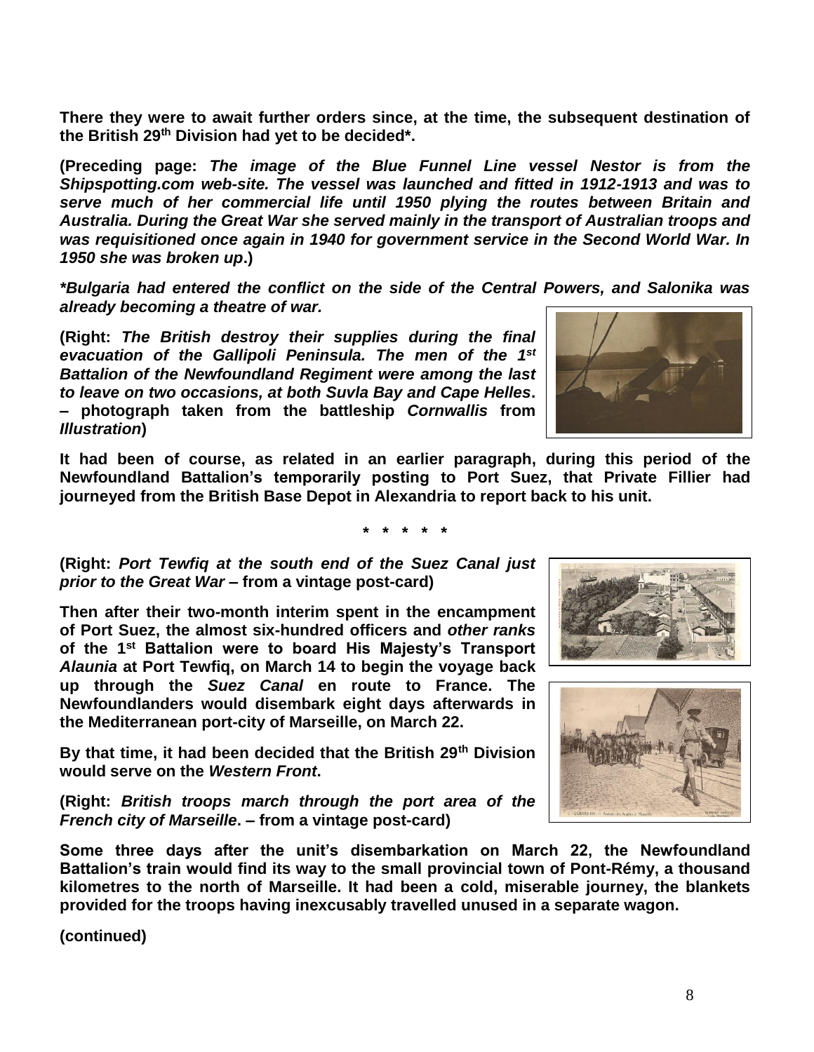**There they were to await further orders since, at the time, the subsequent destination of the British 29th Division had yet to be decided*.**

**(Preceding page: *The image of the Blue Funnel Line vessel Nestor is from the Shipspotting.com web-site. The vessel was launched and fitted in 1912-1913 and was to serve much of her commercial life until 1950 plying the routes between Britain and Australia. During the Great War she served mainly in the transport of Australian troops and was requisitioned once again in 1940 for government service in the Second World War. In 1950 she was broken up*.)**

***Bulgaria had entered the conflict on the side of the Central Powers, and Salonika was already becoming a theatre of war.***

**(Right: *The British destroy their supplies during the final evacuation of the Gallipoli Peninsula. The men of the 1st Battalion of the Newfoundland Regiment were among the last to leave on two occasions, at both Suvla Bay and Cape Helles*. – photograph taken from the battleship *Cornwallis* from *Illustration*)**

**It had been of course, as related in an earlier paragraph, during this period of the Newfoundland Battalion's temporarily posting to Port Suez, that Private Fillier had journeyed from the British Base Depot in Alexandria to report back to his unit.**

**\* \* \* \* \***

**(Right: *Port Tewfiq at the south end of the Suez Canal just prior to the Great War* – from a vintage post-card)**

**Then after their two-month interim spent in the encampment of Port Suez, the almost six-hundred officers and *other ranks* of the 1st Battalion were to board His Majesty's Transport *Alaunia* at Port Tewfiq, on March 14 to begin the voyage back up through the *Suez Canal* en route to France. The Newfoundlanders would disembark eight days afterwards in the Mediterranean port-city of Marseille, on March 22.**

**By that time, it had been decided that the British 29th Division would serve on the *Western Front*.**

**(Right: *British troops march through the port area of the French city of Marseille*. – from a vintage post-card)**

**Some three days after the unit's disembarkation on March 22, the Newfoundland Battalion's train would find its way to the small provincial town of Pont-Rémy, a thousand kilometres to the north of Marseille. It had been a cold, miserable journey, the blankets provided for the troops having inexcusably travelled unused in a separate wagon.**

**(continued)**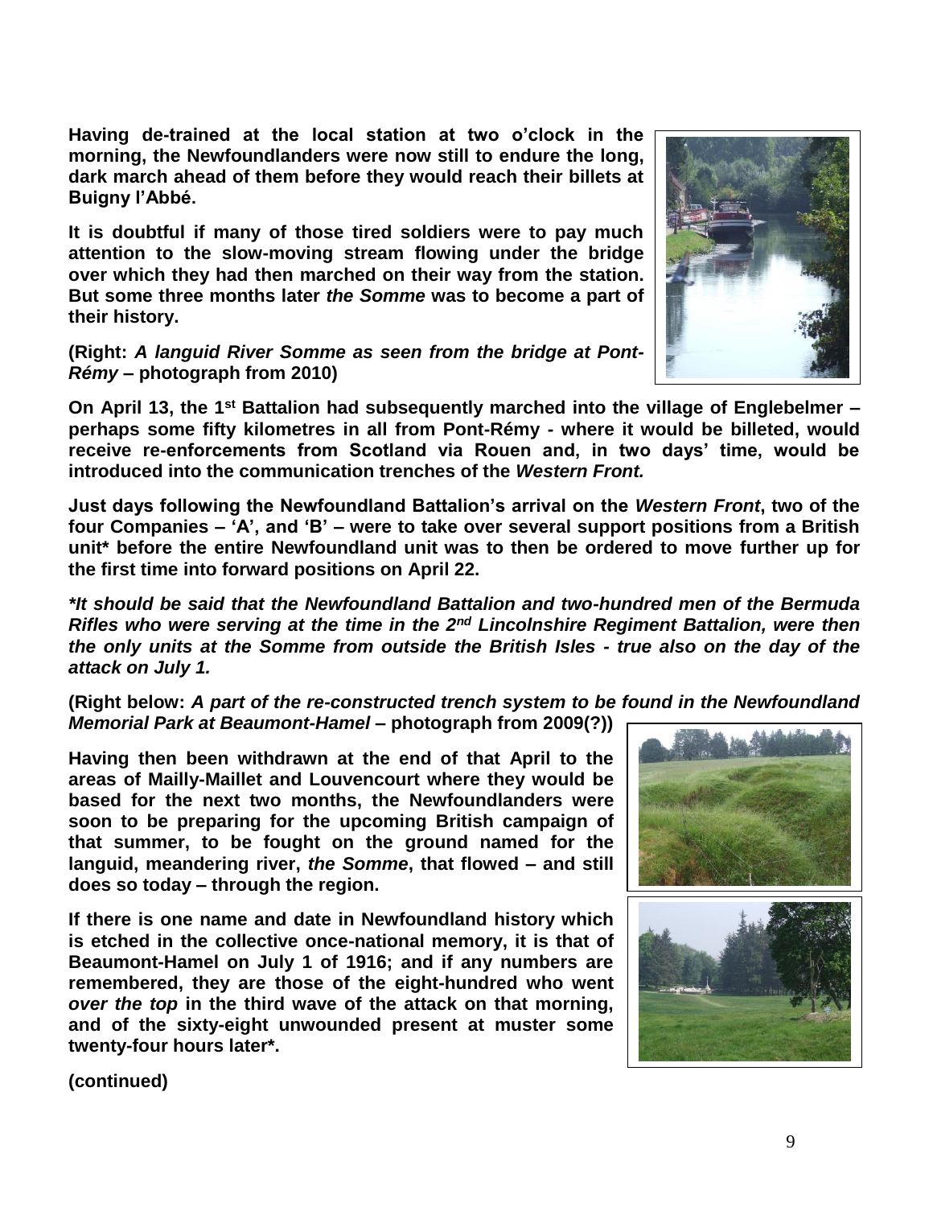**Having de-trained at the local station at two o'clock in the morning, the Newfoundlanders were now still to endure the long, dark march ahead of them before they would reach their billets at Buigny l'Abbé.**

**It is doubtful if many of those tired soldiers were to pay much attention to the slow-moving stream flowing under the bridge over which they had then marched on their way from the station. But some three months later *the Somme* was to become a part of their history.**

**(Right: *A languid River Somme as seen from the bridge at Pont-Rémy* – photograph from 2010)**

**On April 13, the 1st Battalion had subsequently marched into the village of Englebelmer – perhaps some fifty kilometres in all from Pont-Rémy - where it would be billeted, would receive re-enforcements from Scotland via Rouen and, in two days' time, would be introduced into the communication trenches of the *Western Front.***

**Just days following the Newfoundland Battalion's arrival on the *Western Front*, two of the four Companies – 'A', and 'B' – were to take over several support positions from a British unit* before the entire Newfoundland unit was to then be ordered to move further up for the first time into forward positions on April 22.**

***\*It should be said that the Newfoundland Battalion and two-hundred men of the Bermuda Rifles who were serving at the time in the 2nd Lincolnshire Regiment Battalion, were then the only units at the Somme from outside the British Isles - true also on the day of the attack on July 1.***

**(Right below: *A part of the re-constructed trench system to be found in the Newfoundland Memorial Park at Beaumont-Hamel* – photograph from 2009(?))**

**Having then been withdrawn at the end of that April to the areas of Mailly-Maillet and Louvencourt where they would be based for the next two months, the Newfoundlanders were soon to be preparing for the upcoming British campaign of that summer, to be fought on the ground named for the languid, meandering river, *the Somme*, that flowed – and still does so today – through the region.**

**If there is one name and date in Newfoundland history which is etched in the collective once-national memory, it is that of Beaumont-Hamel on July 1 of 1916; and if any numbers are remembered, they are those of the eight-hundred who went *over the top* in the third wave of the attack on that morning, and of the sixty-eight unwounded present at muster some twenty-four hours later*.**

**(continued)**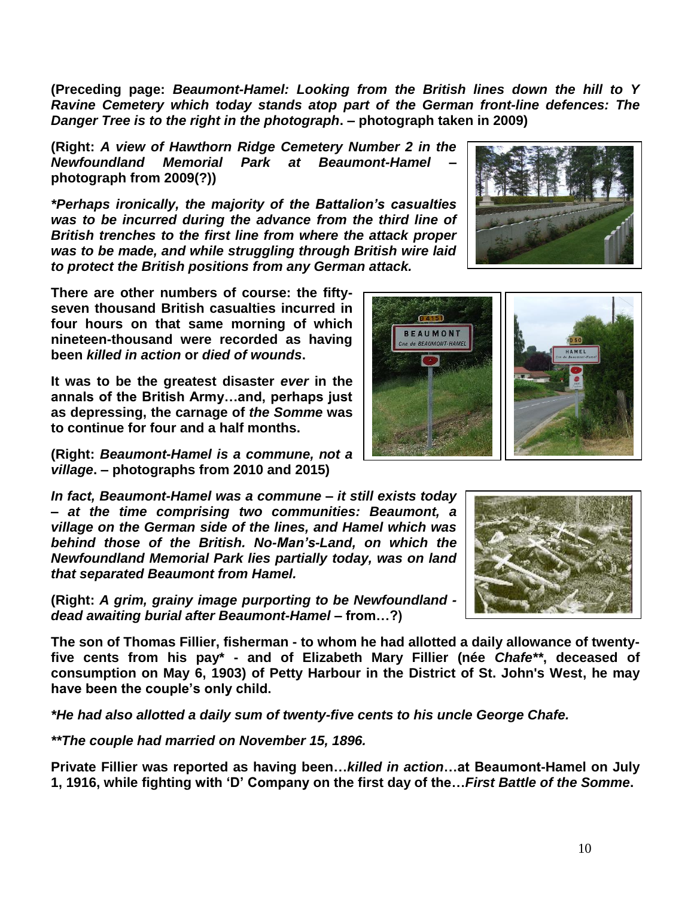**(Preceding page:** ***Beaumont-Hamel: Looking from the British lines down the hill to Y Ravine Cemetery which today stands atop part of the German front-line defences: The Danger Tree is to the right in the photograph*****. – photograph taken in 2009)**

**(Right:** ***A view of Hawthorn Ridge Cemetery Number 2 in the Newfoundland Memorial Park at Beaumont-Hamel*** **– photograph from 2009(?))**

***\*Perhaps ironically, the majority of the Battalion's casualties was to be incurred during the advance from the third line of British trenches to the first line from where the attack proper was to be made, and while struggling through British wire laid to protect the British positions from any German attack.***

**There are other numbers of course: the fifty-seven thousand British casualties incurred in four hours on that same morning of which nineteen-thousand were recorded as having been** ***killed in action*** **or** ***died of wounds*****.**

**It was to be the greatest disaster** ***ever*** **in the annals of the British Army…and, perhaps just as depressing, the carnage of** ***the Somme*** **was to continue for four and a half months.**

**(Right:** ***Beaumont-Hamel is a commune, not a village*****. – photographs from 2010 and 2015)**

***In fact, Beaumont-Hamel was a commune – it still exists today – at the time comprising two communities: Beaumont, a village on the German side of the lines, and Hamel which was behind those of the British. No-Man's-Land, on which the Newfoundland Memorial Park lies partially today, was on land that separated Beaumont from Hamel.***

**(Right:** ***A grim, grainy image purporting to be Newfoundland - dead awaiting burial after Beaumont-Hamel*** **– from…?)**

**The son of Thomas Fillier, fisherman - to whom he had allotted a daily allowance of twenty-five cents from his pay\* - and of Elizabeth Mary Fillier (née** ***Chafe\*\****, **deceased of consumption on May 6, 1903) of Petty Harbour in the District of St. John's West, he may have been the couple's only child.**

***\*He had also allotted a daily sum of twenty-five cents to his uncle George Chafe.***

***\*\*The couple had married on November 15, 1896.***

**Private Fillier was reported as having been…*****killed in action*****…at Beaumont-Hamel on July 1, 1916, while fighting with 'D' Company on the first day of the…*****First Battle of the Somme*****.**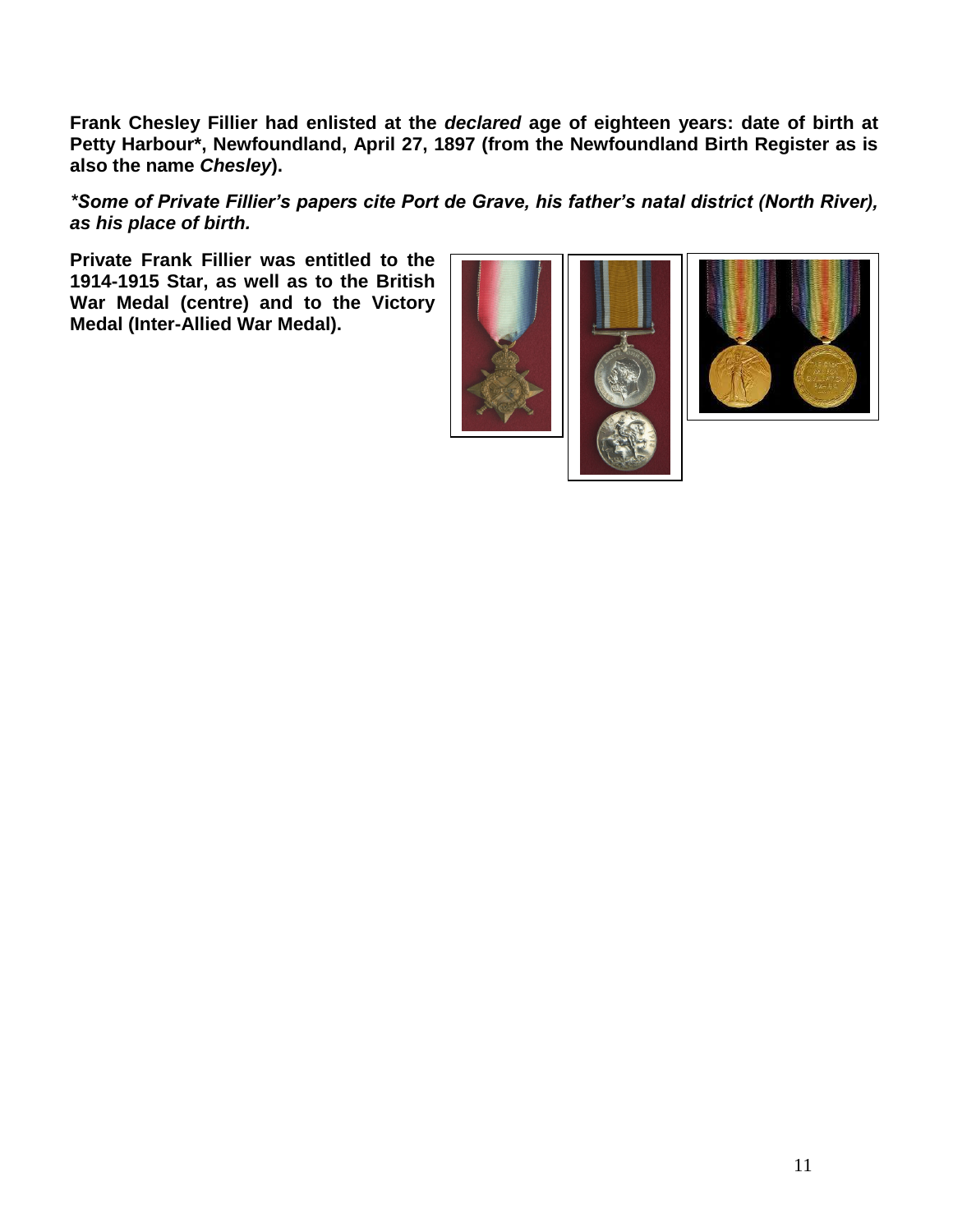**Frank Chesley Fillier had enlisted at the *declared* age of eighteen years: date of birth at Petty Harbour*, Newfoundland, April 27, 1897 (from the Newfoundland Birth Register as is also the name *Chesley*).**

***Some of Private Fillier's papers cite Port de Grave, his father's natal district (North River), as his place of birth.***

**Private Frank Fillier was entitled to the 1914-1915 Star, as well as to the British War Medal (centre) and to the Victory Medal (Inter-Allied War Medal).**